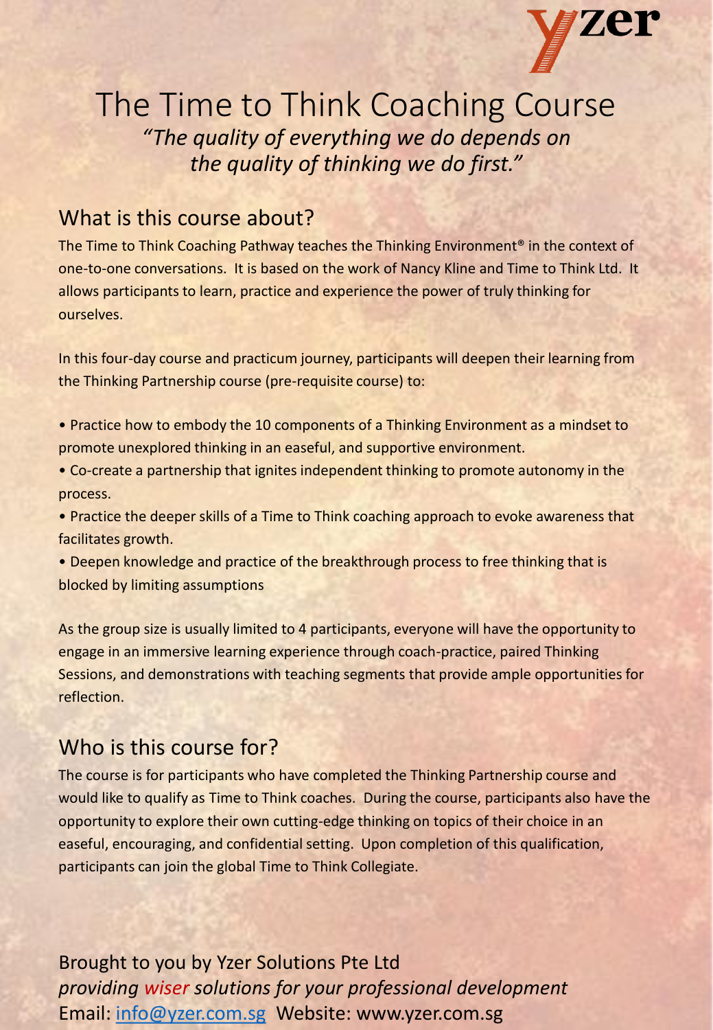yzer

# The Time to Think Coaching Course

*"The quality of everything we do depends on the quality of thinking we do first."*

## What is this course about?

The Time to Think Coaching Pathway teaches the Thinking Environment® in the context of one-to-one conversations. It is based on the work of Nancy Kline and Time to Think Ltd. It allows participants to learn, practice and experience the power of truly thinking for ourselves.

In this four-day course and practicum journey, participants will deepen their learning from the Thinking Partnership course (pre-requisite course) to:

- Practice how to embody the 10 components of a Thinking Environment as a mindset to promote unexplored thinking in an easeful, and supportive environment.
- Co-create a partnership that ignites independent thinking to promote autonomy in the process.
- Practice the deeper skills of a Time to Think coaching approach to evoke awareness that facilitates growth.
- Deepen knowledge and practice of the breakthrough process to free thinking that is blocked by limiting assumptions

As the group size is usually limited to 4 participants, everyone will have the opportunity to engage in an immersive learning experience through coach-practice, paired Thinking Sessions, and demonstrations with teaching segments that provide ample opportunities for reflection.

## Who is this course for?

The course is for participants who have completed the Thinking Partnership course and would like to qualify as Time to Think coaches. During the course, participants also have the opportunity to explore their own cutting-edge thinking on topics of their choice in an easeful, encouraging, and confidential setting. Upon completion of this qualification, participants can join the global Time to Think Collegiate.

Brought to you by Yzer Solutions Pte Ltd
*providing wiser solutions for your professional development*
Email: info@yzer.com.sg Website: www.yzer.com.sg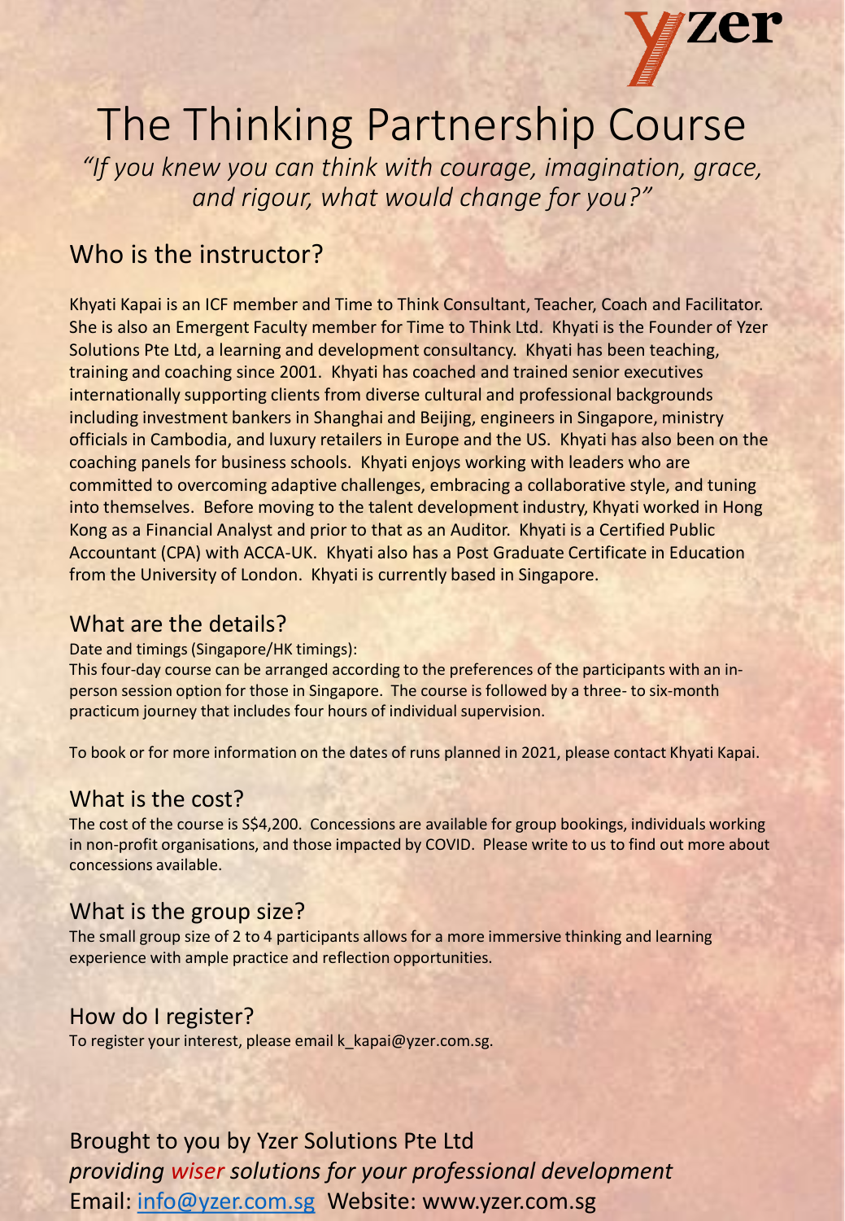yzer

# The Thinking Partnership Course

*"If you knew you can think with courage, imagination, grace, and rigour, what would change for you?"*

## Who is the instructor?

Khyati Kapai is an ICF member and Time to Think Consultant, Teacher, Coach and Facilitator. She is also an Emergent Faculty member for Time to Think Ltd. Khyati is the Founder of Yzer Solutions Pte Ltd, a learning and development consultancy. Khyati has been teaching, training and coaching since 2001. Khyati has coached and trained senior executives internationally supporting clients from diverse cultural and professional backgrounds including investment bankers in Shanghai and Beijing, engineers in Singapore, ministry officials in Cambodia, and luxury retailers in Europe and the US. Khyati has also been on the coaching panels for business schools. Khyati enjoys working with leaders who are committed to overcoming adaptive challenges, embracing a collaborative style, and tuning into themselves. Before moving to the talent development industry, Khyati worked in Hong Kong as a Financial Analyst and prior to that as an Auditor. Khyati is a Certified Public Accountant (CPA) with ACCA-UK. Khyati also has a Post Graduate Certificate in Education from the University of London. Khyati is currently based in Singapore.

## What are the details?

Date and timings (Singapore/HK timings):

This four-day course can be arranged according to the preferences of the participants with an in-person session option for those in Singapore. The course is followed by a three- to six-month practicum journey that includes four hours of individual supervision.

To book or for more information on the dates of runs planned in 2021, please contact Khyati Kapai.

## What is the cost?

The cost of the course is S$4,200. Concessions are available for group bookings, individuals working in non-profit organisations, and those impacted by COVID. Please write to us to find out more about concessions available.

## What is the group size?

The small group size of 2 to 4 participants allows for a more immersive thinking and learning experience with ample practice and reflection opportunities.

## How do I register?

To register your interest, please email k_kapai@yzer.com.sg.

Brought to you by Yzer Solutions Pte Ltd

*providing wiser solutions for your professional development*

Email: info@yzer.com.sg Website: www.yzer.com.sg